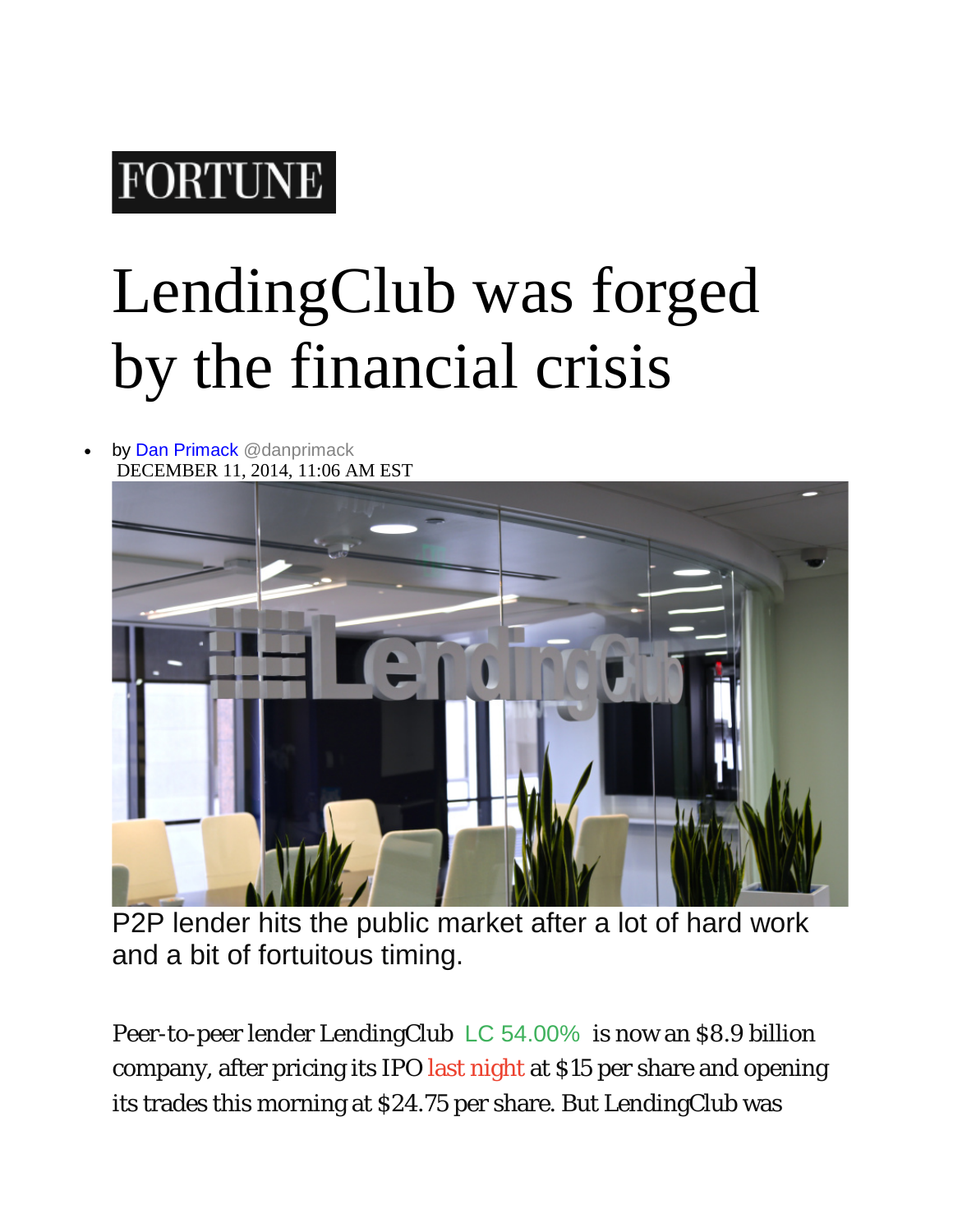FORTUNE

# LendingClub was forged by the financial crisis

- by Dan Primack @danprimack

DECEMBER 11, 2014, 11:06 AM EST

P2P lender hits the public market after a lot of hard work and a bit of fortuitous timing.

Peer-to-peer lender LendingClub LC 54.00% is now an $8.9 billion company, after pricing its IPO last night at $15 per share and opening its trades this morning at $24.75 per share. But LendingClub was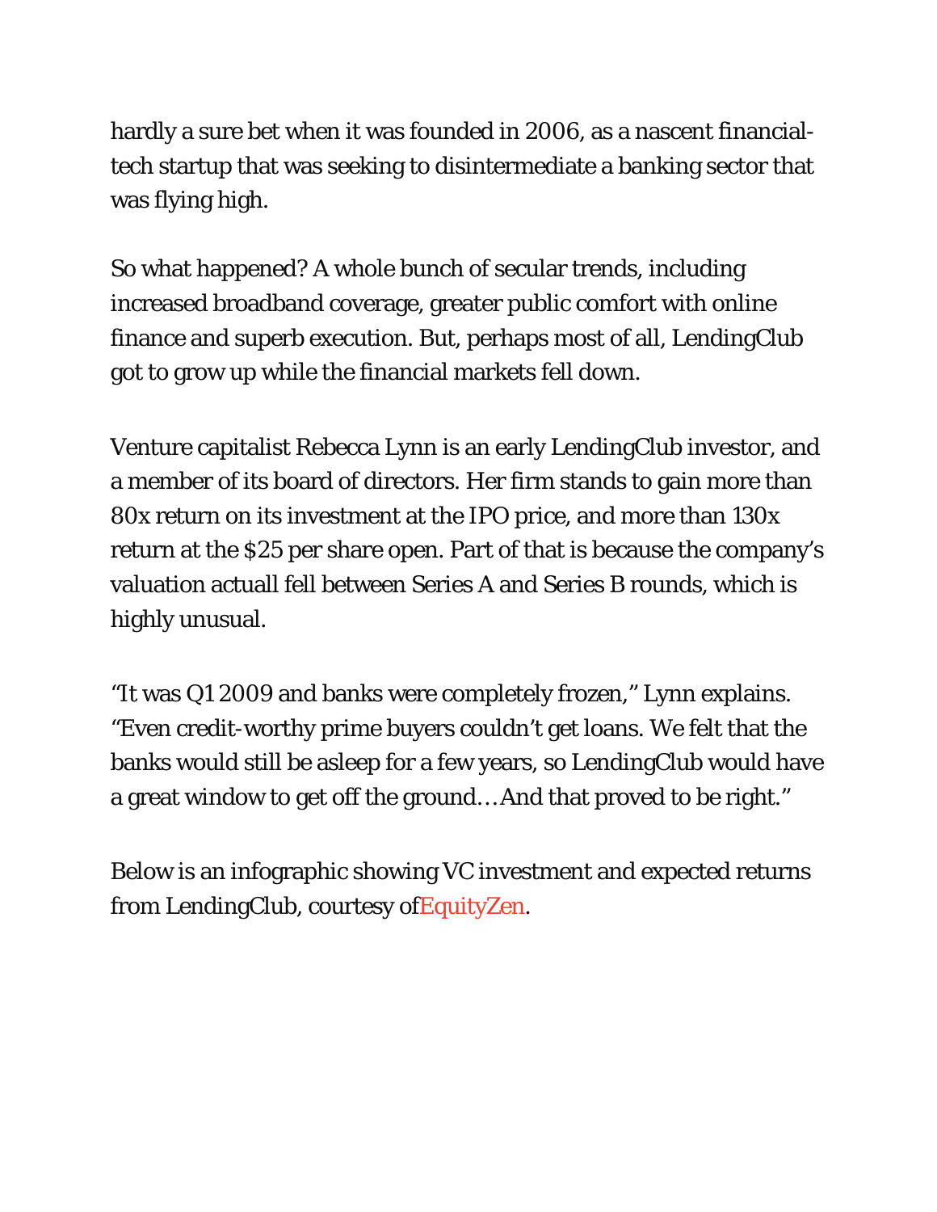hardly a sure bet when it was founded in 2006, as a nascent financial-tech startup that was seeking to disintermediate a banking sector that was flying high.

So what happened? A whole bunch of secular trends, including increased broadband coverage, greater public comfort with online finance and superb execution. But, perhaps most of all, LendingClub got to grow up while the financial markets fell down.

Venture capitalist Rebecca Lynn is an early LendingClub investor, and a member of its board of directors. Her firm stands to gain more than 80x return on its investment at the IPO price, and more than 130x return at the $25 per share open. Part of that is because the company's valuation actuall fell between Series A and Series B rounds, which is highly unusual.

"It was Q1 2009 and banks were completely frozen," Lynn explains. "Even credit-worthy prime buyers couldn't get loans. We felt that the banks would still be asleep for a few years, so LendingClub would have a great window to get off the ground…And that proved to be right."

Below is an infographic showing VC investment and expected returns from LendingClub, courtesy ofEquityZen.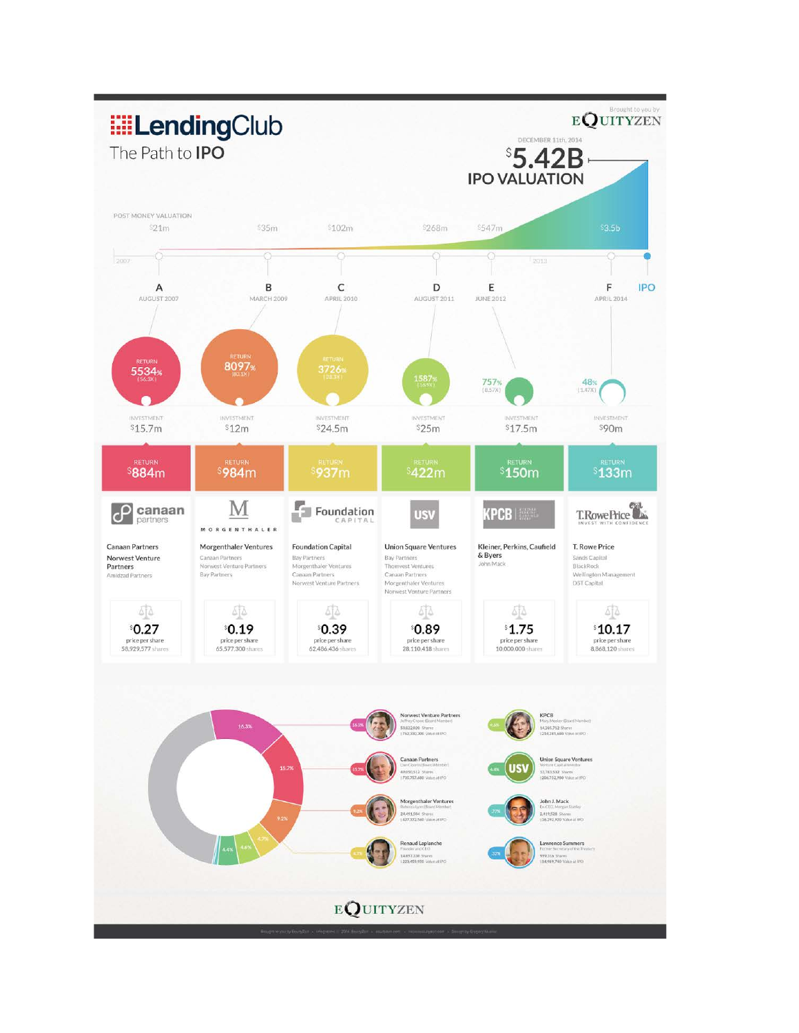# LendingClub

## The Path to IPO

Brought to you by EQUITYZEN

DECEMBER 11th, 2014

**$5.42B**

**IPO VALUATION**

POST MONEY VALUATION

| Round | A | B | C | D | E | F | IPO |
|---|---|---|---|---|---|---|---|
| Date | AUGUST 2007 | MARCH 2009 | APRIL 2010 | AUGUST 2011 | JUNE 2012 | APRIL 2014 | DECEMBER 11th, 2014 |
| Post Money Valuation | $21m | $35m | $102m | $268m | $547m | $3.5b | $5.42B |
| Return % | 5534% (56.3X) | 8097% (80.1X) | 3726% (38.3X) | 1587% (16.9X) | 757% (8.57X) | 48% (1.47X) | |
| Investment | $15.7m | $12m | $24.5m | $25m | $17.5m | $90m | |
| Return | $884m | $984m | $937m | $422m | $150m | $133m | |
| Lead Investor | Canaan Partners | Morgenthaler Ventures | Foundation Capital | Union Square Ventures | Kleiner, Perkins, Caufield & Byers | T. Rowe Price | |
| Other Investors | Norwest Venture Partners, Amidzad Partners | Canaan Partners, Norwest Venture Partners, Bay Partners | Bay Partners, Morgenthaler Ventures, Canaan Partners, Norwest Venture Partners | Bay Partners, Thomvest Ventures, Canaan Partners, Morgenthaler Ventures, Norwest Venture Partners | John Mack | Sands Capital, BlackRock, Wellington Management, DST Capital | |
| Price per share | $0.27 | $0.19 | $0.39 | $0.89 | $1.75 | $10.17 | |
| Shares | 58,929,577 shares | 65,577,300 shares | 62,486,436 shares | 28,110,418 shares | 10,000,000 shares | 8,868,120 shares | |

| Shareholder | Ownership | Details |
|---|---|---|
| Norwest Venture Partners | 16.3% | Jeffrey Crowe (Board Member); 50,822,020 Shares; $762,330,300 Value at IPO |
| Canaan Partners | 15.7% | Dan Ciporin (Board Member); 49,050,512 Shares; $735,757,680 Value at IPO |
| Morgenthaler Ventures | 9.2% | Rebecca Lynn (Board Member); 28,491,504 Shares; $427,372,560 Value at IPO |
| Renaud Laplanche | 4.7% | Founder and CEO; 14,897,330 Shares; $223,459,950 Value at IPO |
| KPCB | 4.6% | Mary Meeker (Board Member); 14,265,712 Shares; $214,185,680 Value at IPO |
| Union Square Ventures | 4.4% | Venture Capital Investor; 13,783,532 Shares; $206,752,980 Value at IPO |
| John J. Mack | .77% | Ex-CEO, Morgan Stanley; 2,419,528 Shares; $36,292,920 Value at IPO |
| Lawrence Summers | .32% | Former Secretary of the Treasury; 999,316 Shares; $14,989,740 Value at IPO |

EQUITYZEN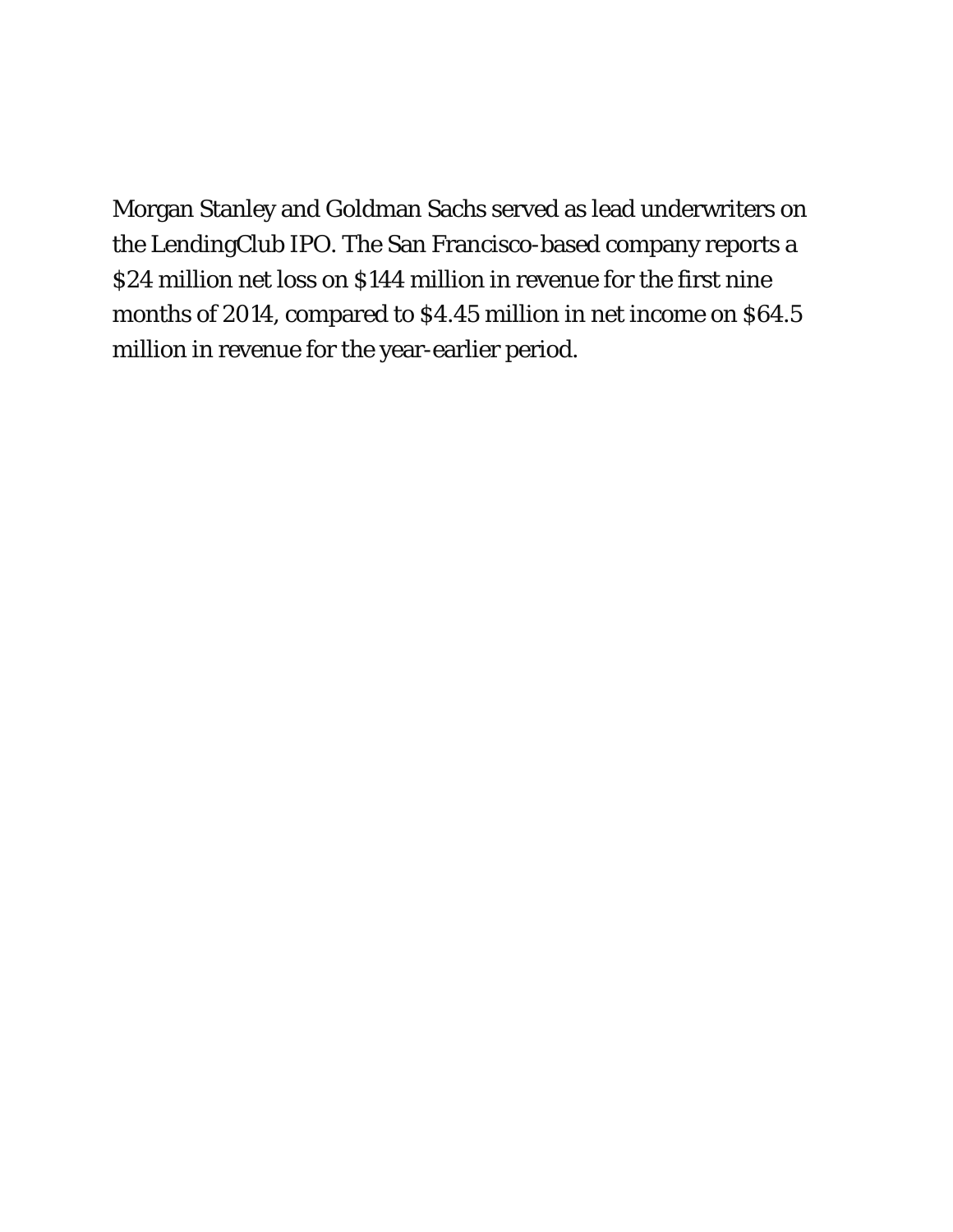Morgan Stanley and Goldman Sachs served as lead underwriters on the LendingClub IPO. The San Francisco-based company reports a $24 million net loss on $144 million in revenue for the first nine months of 2014, compared to $4.45 million in net income on $64.5 million in revenue for the year-earlier period.